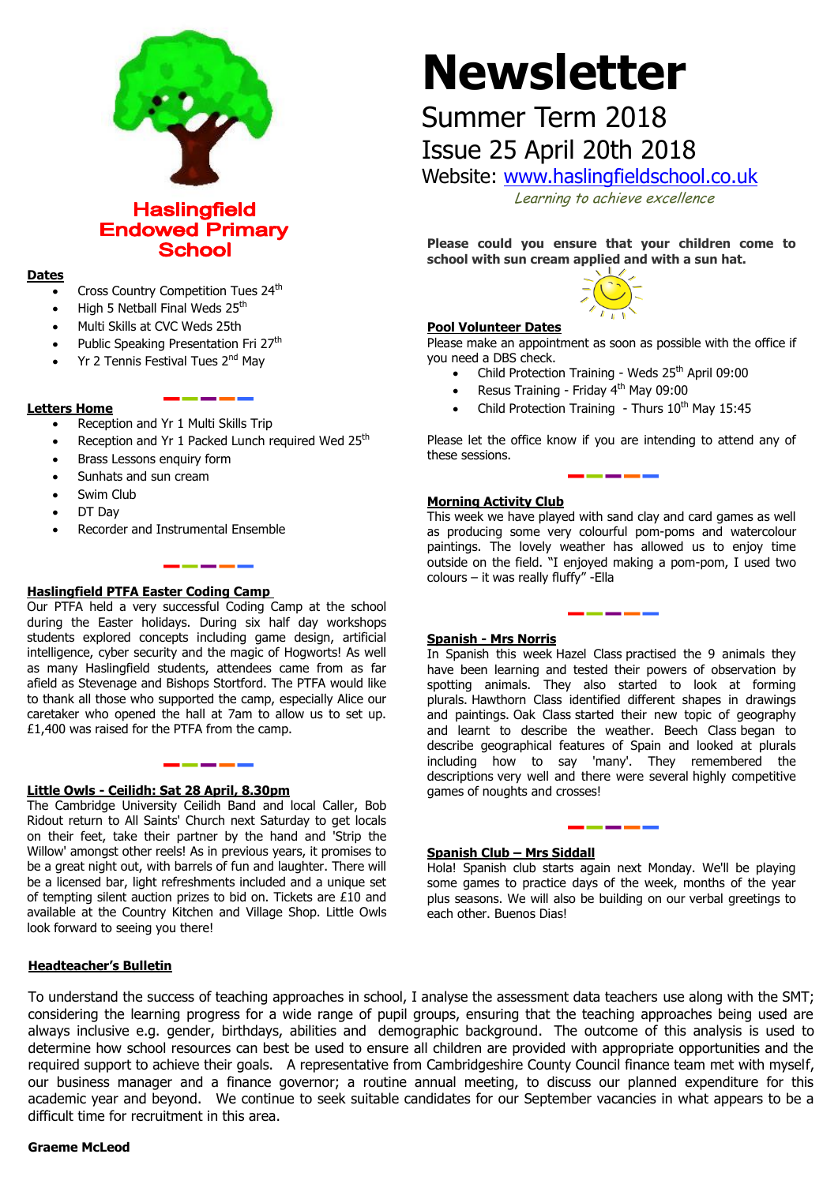# Haslingfield Endowed Primary School

# Newsletter

## Summer Term 2018

## Issue 25 April 20th 2018

Website: www.haslingfieldschool.co.uk

*Learning to achieve excellence*

### Dates

- Cross Country Competition Tues 24th
- High 5 Netball Final Weds 25th
- Multi Skills at CVC Weds 25th
- Public Speaking Presentation Fri 27th
- Yr 2 Tennis Festival Tues 2nd May

### Letters Home

- Reception and Yr 1 Multi Skills Trip
- Reception and Yr 1 Packed Lunch required Wed 25th
- Brass Lessons enquiry form
- Sunhats and sun cream
- Swim Club
- DT Day
- Recorder and Instrumental Ensemble

### Haslingfield PTFA Easter Coding Camp

Our PTFA held a very successful Coding Camp at the school during the Easter holidays. During six half day workshops students explored concepts including game design, artificial intelligence, cyber security and the magic of Hogworts! As well as many Haslingfield students, attendees came from as far afield as Stevenage and Bishops Stortford. The PTFA would like to thank all those who supported the camp, especially Alice our caretaker who opened the hall at 7am to allow us to set up. £1,400 was raised for the PTFA from the camp.

### Little Owls - Ceilidh: Sat 28 April, 8.30pm

The Cambridge University Ceilidh Band and local Caller, Bob Ridout return to All Saints' Church next Saturday to get locals on their feet, take their partner by the hand and 'Strip the Willow' amongst other reels! As in previous years, it promises to be a great night out, with barrels of fun and laughter. There will be a licensed bar, light refreshments included and a unique set of tempting silent auction prizes to bid on. Tickets are £10 and available at the Country Kitchen and Village Shop. Little Owls look forward to seeing you there!

**Please could you ensure that your children come to school with sun cream applied and with a sun hat.**

### Pool Volunteer Dates

Please make an appointment as soon as possible with the office if you need a DBS check.

- Child Protection Training - Weds 25th April 09:00
- Resus Training - Friday 4th May 09:00
- Child Protection Training - Thurs 10th May 15:45

Please let the office know if you are intending to attend any of these sessions.

### Morning Activity Club

This week we have played with sand clay and card games as well as producing some very colourful pom-poms and watercolour paintings. The lovely weather has allowed us to enjoy time outside on the field. "I enjoyed making a pom-pom, I used two colours – it was really fluffy" -Ella

### Spanish - Mrs Norris

In Spanish this week Hazel Class practised the 9 animals they have been learning and tested their powers of observation by spotting animals. They also started to look at forming plurals. Hawthorn Class identified different shapes in drawings and paintings. Oak Class started their new topic of geography and learnt to describe the weather. Beech Class began to describe geographical features of Spain and looked at plurals including how to say 'many'. They remembered the descriptions very well and there were several highly competitive games of noughts and crosses!

### Spanish Club – Mrs Siddall

Hola! Spanish club starts again next Monday. We'll be playing some games to practice days of the week, months of the year plus seasons. We will also be building on our verbal greetings to each other. Buenos Dias!

### Headteacher's Bulletin

To understand the success of teaching approaches in school, I analyse the assessment data teachers use along with the SMT; considering the learning progress for a wide range of pupil groups, ensuring that the teaching approaches being used are always inclusive e.g. gender, birthdays, abilities and demographic background. The outcome of this analysis is used to determine how school resources can best be used to ensure all children are provided with appropriate opportunities and the required support to achieve their goals. A representative from Cambridgeshire County Council finance team met with myself, our business manager and a finance governor; a routine annual meeting, to discuss our planned expenditure for this academic year and beyond. We continue to seek suitable candidates for our September vacancies in what appears to be a difficult time for recruitment in this area.

**Graeme McLeod**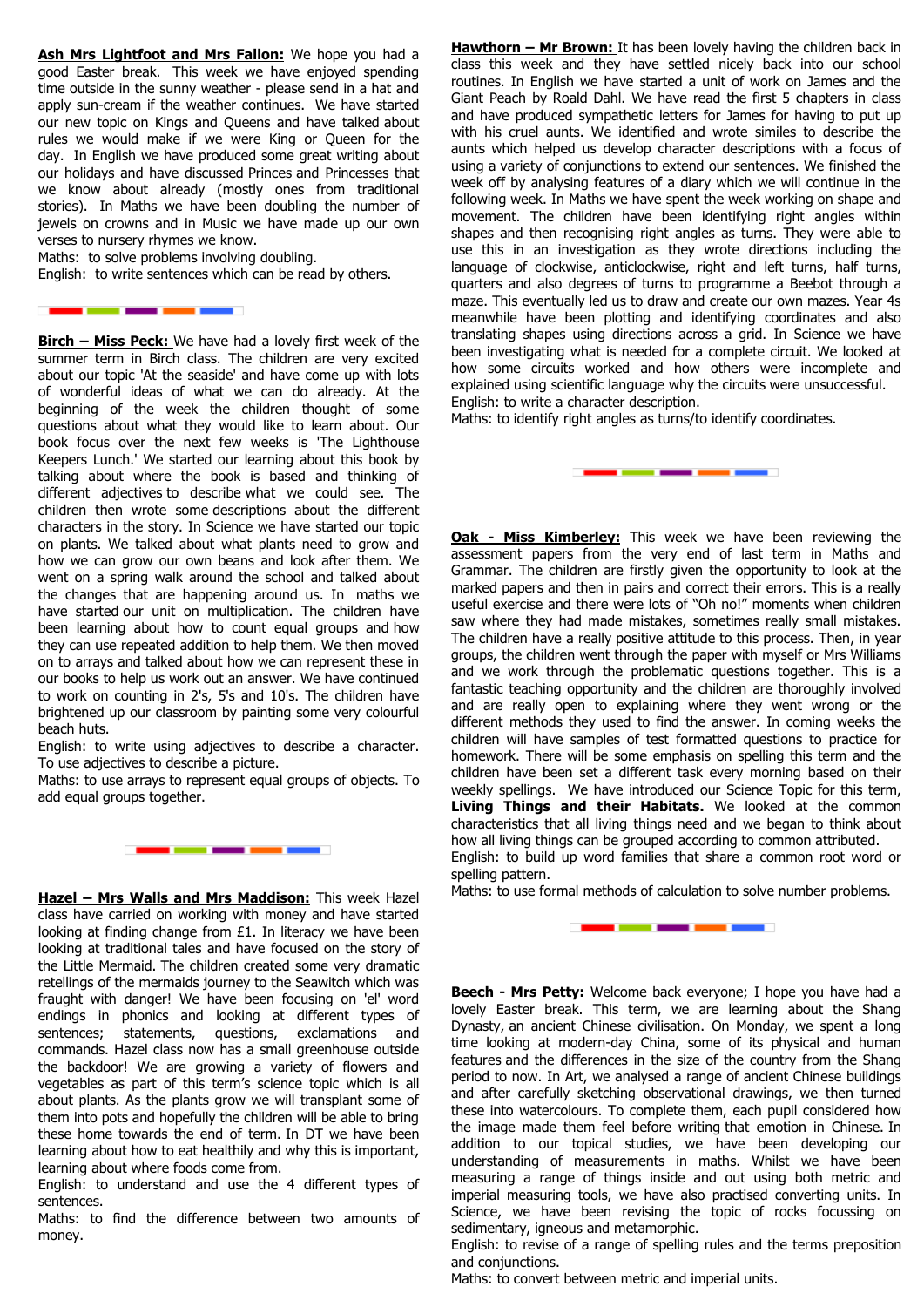**Ash Mrs Lightfoot and Mrs Fallon:** We hope you had a good Easter break. This week we have enjoyed spending time outside in the sunny weather - please send in a hat and apply sun-cream if the weather continues. We have started our new topic on Kings and Queens and have talked about rules we would make if we were King or Queen for the day. In English we have produced some great writing about our holidays and have discussed Princes and Princesses that we know about already (mostly ones from traditional stories). In Maths we have been doubling the number of jewels on crowns and in Music we have made up our own verses to nursery rhymes we know.

Maths: to solve problems involving doubling.

English: to write sentences which can be read by others.

**Birch – Miss Peck:** We have had a lovely first week of the summer term in Birch class. The children are very excited about our topic 'At the seaside' and have come up with lots of wonderful ideas of what we can do already. At the beginning of the week the children thought of some questions about what they would like to learn about. Our book focus over the next few weeks is 'The Lighthouse Keepers Lunch.' We started our learning about this book by talking about where the book is based and thinking of different adjectives to describe what we could see. The children then wrote some descriptions about the different characters in the story. In Science we have started our topic on plants. We talked about what plants need to grow and how we can grow our own beans and look after them. We went on a spring walk around the school and talked about the changes that are happening around us. In maths we have started our unit on multiplication. The children have been learning about how to count equal groups and how they can use repeated addition to help them. We then moved on to arrays and talked about how we can represent these in our books to help us work out an answer. We have continued to work on counting in 2's, 5's and 10's. The children have brightened up our classroom by painting some very colourful beach huts.

English: to write using adjectives to describe a character. To use adjectives to describe a picture.

Maths: to use arrays to represent equal groups of objects. To add equal groups together.

**Hazel – Mrs Walls and Mrs Maddison:** This week Hazel class have carried on working with money and have started looking at finding change from £1. In literacy we have been looking at traditional tales and have focused on the story of the Little Mermaid. The children created some very dramatic retellings of the mermaids journey to the Seawitch which was fraught with danger! We have been focusing on 'el' word endings in phonics and looking at different types of sentences; statements, questions, exclamations and commands. Hazel class now has a small greenhouse outside the backdoor! We are growing a variety of flowers and vegetables as part of this term's science topic which is all about plants. As the plants grow we will transplant some of them into pots and hopefully the children will be able to bring these home towards the end of term. In DT we have been learning about how to eat healthily and why this is important, learning about where foods come from.

English: to understand and use the 4 different types of sentences.

Maths: to find the difference between two amounts of money.

**Hawthorn – Mr Brown:** It has been lovely having the children back in class this week and they have settled nicely back into our school routines. In English we have started a unit of work on James and the Giant Peach by Roald Dahl. We have read the first 5 chapters in class and have produced sympathetic letters for James for having to put up with his cruel aunts. We identified and wrote similes to describe the aunts which helped us develop character descriptions with a focus of using a variety of conjunctions to extend our sentences. We finished the week off by analysing features of a diary which we will continue in the following week. In Maths we have spent the week working on shape and movement. The children have been identifying right angles within shapes and then recognising right angles as turns. They were able to use this in an investigation as they wrote directions including the language of clockwise, anticlockwise, right and left turns, half turns, quarters and also degrees of turns to programme a Beebot through a maze. This eventually led us to draw and create our own mazes. Year 4s meanwhile have been plotting and identifying coordinates and also translating shapes using directions across a grid. In Science we have been investigating what is needed for a complete circuit. We looked at how some circuits worked and how others were incomplete and explained using scientific language why the circuits were unsuccessful.

English: to write a character description.

Maths: to identify right angles as turns/to identify coordinates.

**Oak - Miss Kimberley:** This week we have been reviewing the assessment papers from the very end of last term in Maths and Grammar. The children are firstly given the opportunity to look at the marked papers and then in pairs and correct their errors. This is a really useful exercise and there were lots of "Oh no!" moments when children saw where they had made mistakes, sometimes really small mistakes. The children have a really positive attitude to this process. Then, in year groups, the children went through the paper with myself or Mrs Williams and we work through the problematic questions together. This is a fantastic teaching opportunity and the children are thoroughly involved and are really open to explaining where they went wrong or the different methods they used to find the answer. In coming weeks the children will have samples of test formatted questions to practice for homework. There will be some emphasis on spelling this term and the children have been set a different task every morning based on their weekly spellings. We have introduced our Science Topic for this term, **Living Things and their Habitats.** We looked at the common characteristics that all living things need and we began to think about how all living things can be grouped according to common attributed.

English: to build up word families that share a common root word or spelling pattern.

Maths: to use formal methods of calculation to solve number problems.

**Beech - Mrs Petty:** Welcome back everyone; I hope you have had a lovely Easter break. This term, we are learning about the Shang Dynasty, an ancient Chinese civilisation. On Monday, we spent a long time looking at modern-day China, some of its physical and human features and the differences in the size of the country from the Shang period to now. In Art, we analysed a range of ancient Chinese buildings and after carefully sketching observational drawings, we then turned these into watercolours. To complete them, each pupil considered how the image made them feel before writing that emotion in Chinese. In addition to our topical studies, we have been developing our understanding of measurements in maths. Whilst we have been measuring a range of things inside and out using both metric and imperial measuring tools, we have also practised converting units. In Science, we have been revising the topic of rocks focussing on sedimentary, igneous and metamorphic.

English: to revise of a range of spelling rules and the terms preposition and conjunctions.

Maths: to convert between metric and imperial units.